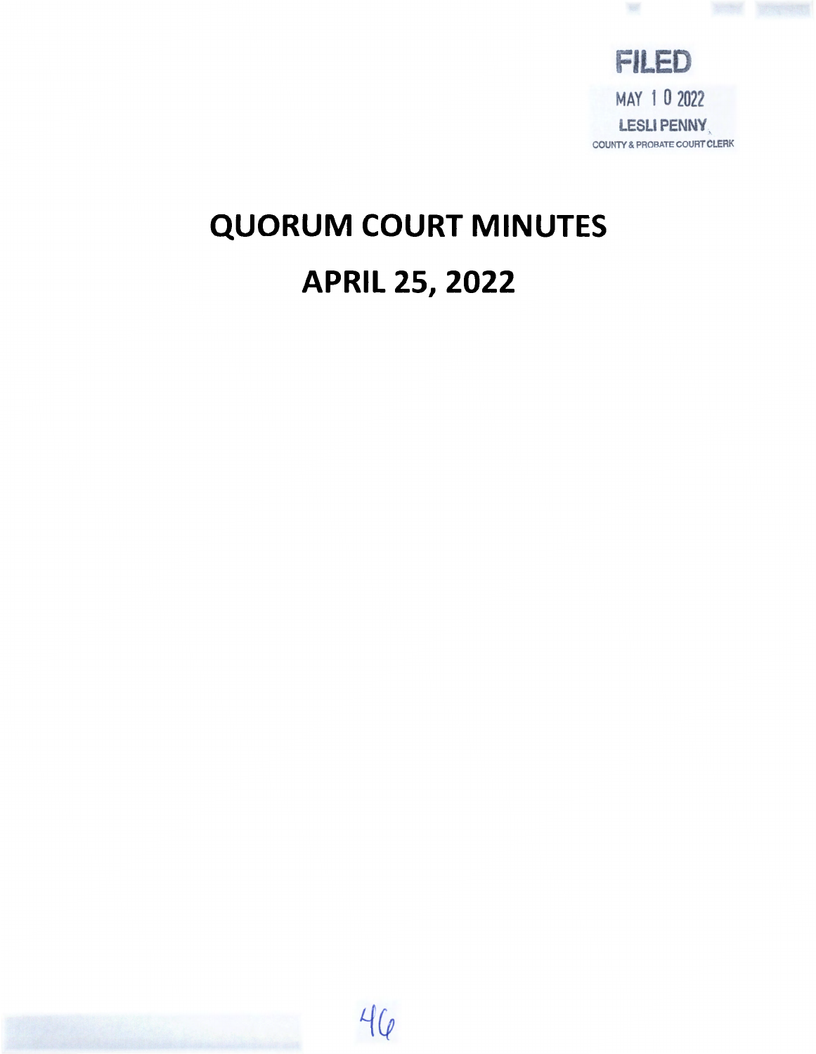FILED

MAY 10 2022

LESLI PENNY

COUNTY & PROBATE COURT CLERK

# QUORUM COURT MINUTES

# APRIL 25, 2022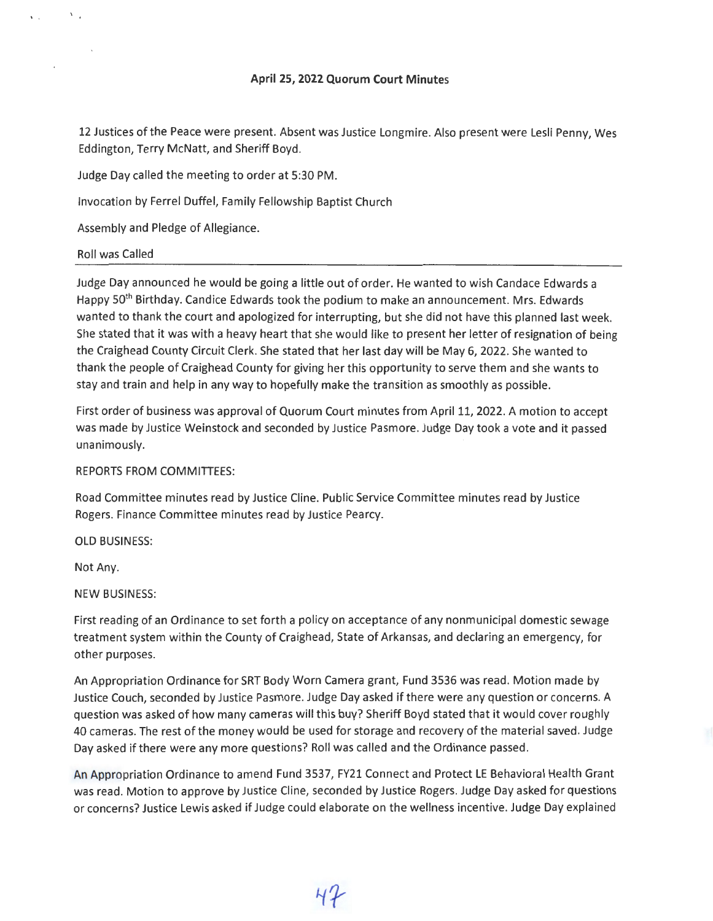**April 25, 2022 Quorum Court Minutes**

12 Justices of the Peace were present. Absent was Justice Longmire. Also present were Lesli Penny, Wes Eddington, Terry McNatt, and Sheriff Boyd.

Judge Day called the meeting to order at 5:30 PM.

Invocation by Ferrel Duffel, Family Fellowship Baptist Church

Assembly and Pledge of Allegiance.

Roll was Called

---

Judge Day announced he would be going a little out of order. He wanted to wish Candace Edwards a Happy 50th Birthday. Candice Edwards took the podium to make an announcement. Mrs. Edwards wanted to thank the court and apologized for interrupting, but she did not have this planned last week. She stated that it was with a heavy heart that she would like to present her letter of resignation of being the Craighead County Circuit Clerk. She stated that her last day will be May 6, 2022. She wanted to thank the people of Craighead County for giving her this opportunity to serve them and she wants to stay and train and help in any way to hopefully make the transition as smoothly as possible.

First order of business was approval of Quorum Court minutes from April 11, 2022. A motion to accept was made by Justice Weinstock and seconded by Justice Pasmore. Judge Day took a vote and it passed unanimously.

REPORTS FROM COMMITTEES:

Road Committee minutes read by Justice Cline. Public Service Committee minutes read by Justice Rogers. Finance Committee minutes read by Justice Pearcy.

OLD BUSINESS:

Not Any.

NEW BUSINESS:

First reading of an Ordinance to set forth a policy on acceptance of any nonmunicipal domestic sewage treatment system within the County of Craighead, State of Arkansas, and declaring an emergency, for other purposes.

An Appropriation Ordinance for SRT Body Worn Camera grant, Fund 3536 was read. Motion made by Justice Couch, seconded by Justice Pasmore. Judge Day asked if there were any question or concerns. A question was asked of how many cameras will this buy? Sheriff Boyd stated that it would cover roughly 40 cameras. The rest of the money would be used for storage and recovery of the material saved. Judge Day asked if there were any more questions? Roll was called and the Ordinance passed.

An Appropriation Ordinance to amend Fund 3537, FY21 Connect and Protect LE Behavioral Health Grant was read. Motion to approve by Justice Cline, seconded by Justice Rogers. Judge Day asked for questions or concerns? Justice Lewis asked if Judge could elaborate on the wellness incentive. Judge Day explained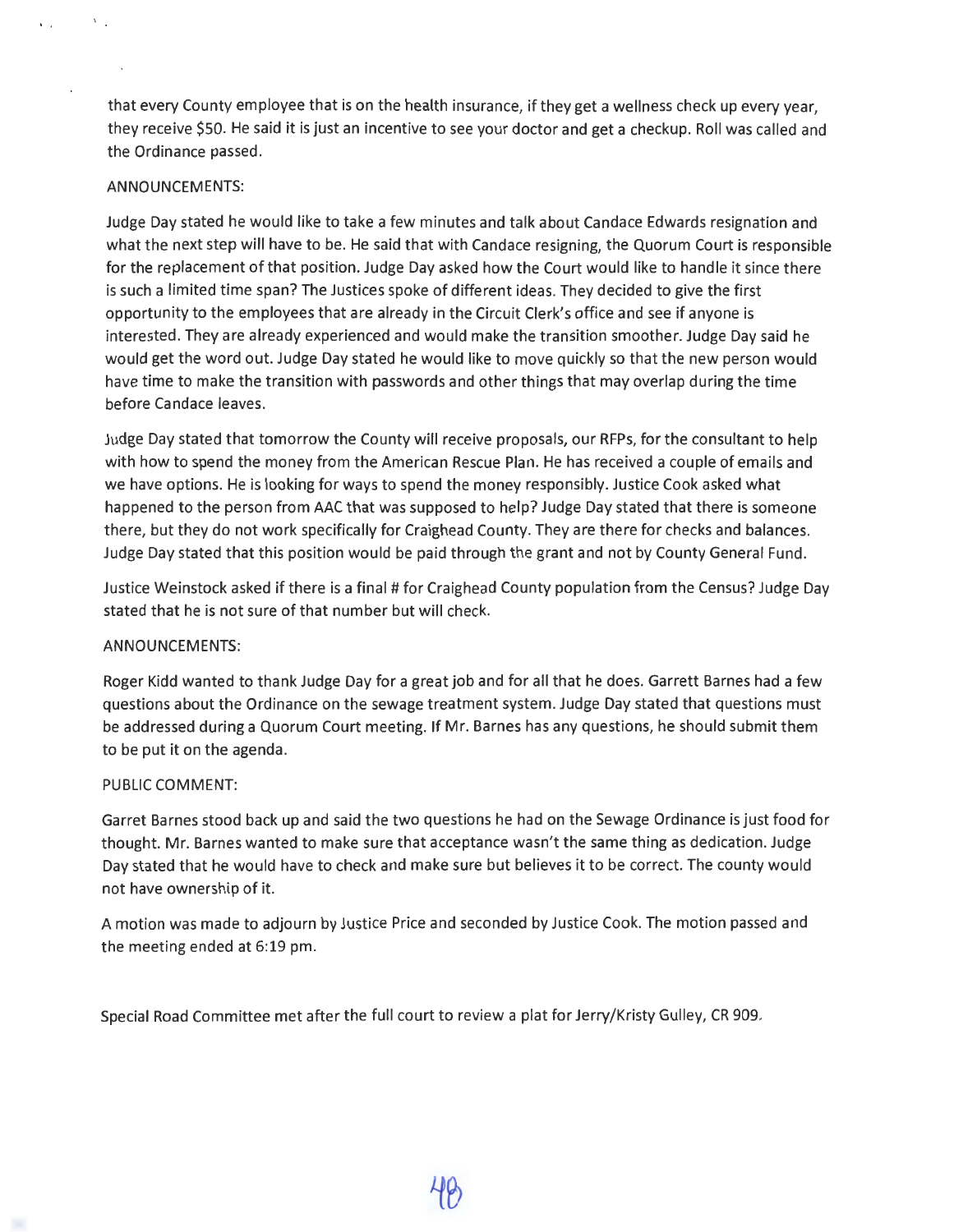that every County employee that is on the health insurance, if they get a wellness check up every year, they receive $50. He said it is just an incentive to see your doctor and get a checkup. Roll was called and the Ordinance passed.

ANNOUNCEMENTS:

Judge Day stated he would like to take a few minutes and talk about Candace Edwards resignation and what the next step will have to be. He said that with Candace resigning, the Quorum Court is responsible for the replacement of that position. Judge Day asked how the Court would like to handle it since there is such a limited time span? The Justices spoke of different ideas. They decided to give the first opportunity to the employees that are already in the Circuit Clerk's office and see if anyone is interested. They are already experienced and would make the transition smoother. Judge Day said he would get the word out. Judge Day stated he would like to move quickly so that the new person would have time to make the transition with passwords and other things that may overlap during the time before Candace leaves.

Judge Day stated that tomorrow the County will receive proposals, our RFPs, for the consultant to help with how to spend the money from the American Rescue Plan. He has received a couple of emails and we have options. He is looking for ways to spend the money responsibly. Justice Cook asked what happened to the person from AAC that was supposed to help? Judge Day stated that there is someone there, but they do not work specifically for Craighead County. They are there for checks and balances. Judge Day stated that this position would be paid through the grant and not by County General Fund.

Justice Weinstock asked if there is a final # for Craighead County population from the Census? Judge Day stated that he is not sure of that number but will check.

ANNOUNCEMENTS:

Roger Kidd wanted to thank Judge Day for a great job and for all that he does. Garrett Barnes had a few questions about the Ordinance on the sewage treatment system. Judge Day stated that questions must be addressed during a Quorum Court meeting. If Mr. Barnes has any questions, he should submit them to be put it on the agenda.

PUBLIC COMMENT:

Garret Barnes stood back up and said the two questions he had on the Sewage Ordinance is just food for thought. Mr. Barnes wanted to make sure that acceptance wasn't the same thing as dedication. Judge Day stated that he would have to check and make sure but believes it to be correct. The county would not have ownership of it.

A motion was made to adjourn by Justice Price and seconded by Justice Cook. The motion passed and the meeting ended at 6:19 pm.

Special Road Committee met after the full court to review a plat for Jerry/Kristy Gulley, CR 909.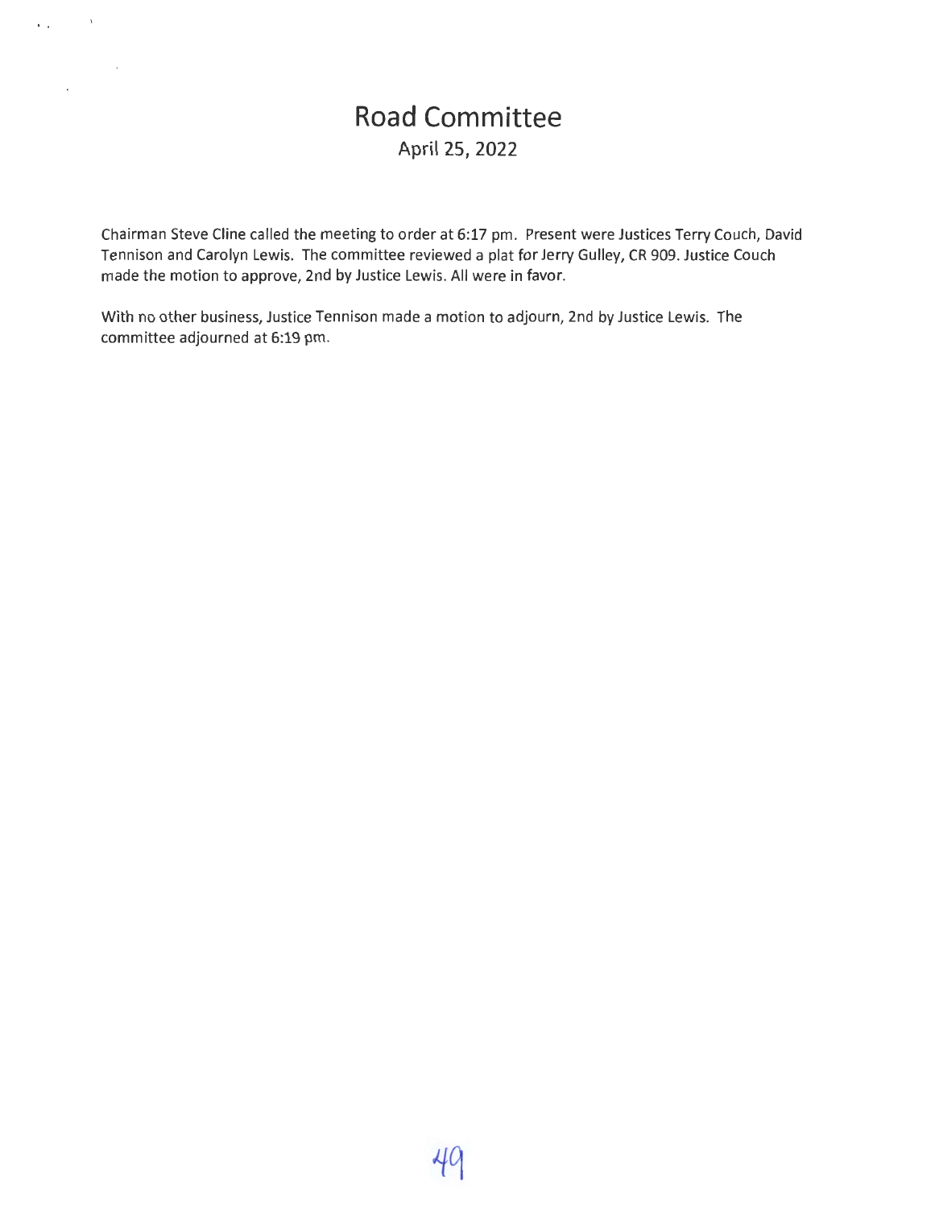# Road Committee

## April 25, 2022

Chairman Steve Cline called the meeting to order at 6:17 pm. Present were Justices Terry Couch, David Tennison and Carolyn Lewis. The committee reviewed a plat for Jerry Gulley, CR 909. Justice Couch made the motion to approve, 2nd by Justice Lewis. All were in favor.

With no other business, Justice Tennison made a motion to adjourn, 2nd by Justice Lewis. The committee adjourned at 6:19 pm.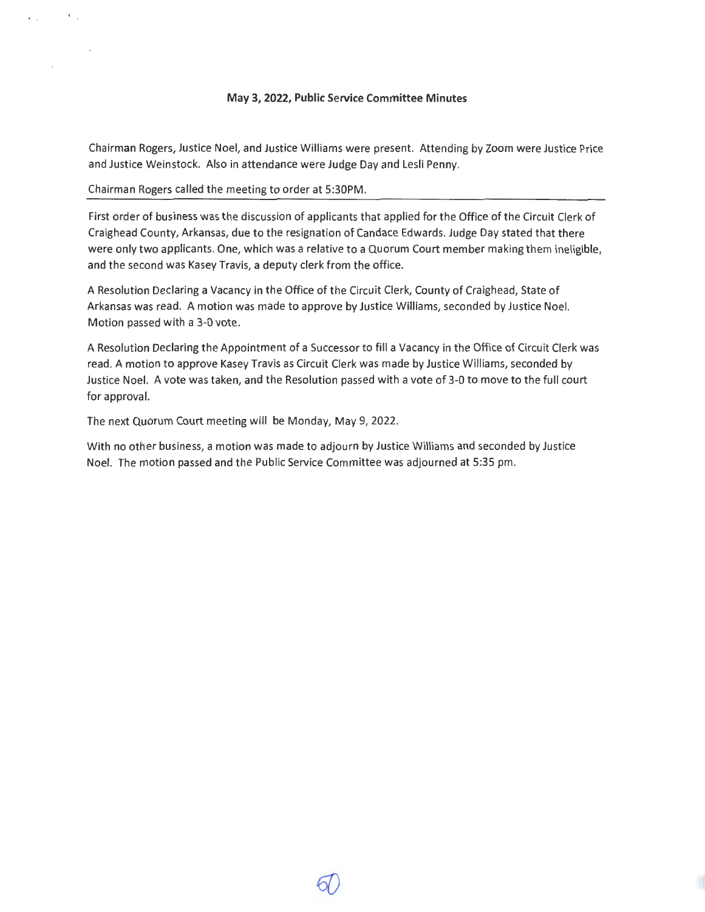**May 3, 2022, Public Service Committee Minutes**

Chairman Rogers, Justice Noel, and Justice Williams were present. Attending by Zoom were Justice Price and Justice Weinstock. Also in attendance were Judge Day and Lesli Penny.

Chairman Rogers called the meeting to order at 5:30PM.

First order of business was the discussion of applicants that applied for the Office of the Circuit Clerk of Craighead County, Arkansas, due to the resignation of Candace Edwards. Judge Day stated that there were only two applicants. One, which was a relative to a Quorum Court member making them ineligible, and the second was Kasey Travis, a deputy clerk from the office.

A Resolution Declaring a Vacancy in the Office of the Circuit Clerk, County of Craighead, State of Arkansas was read. A motion was made to approve by Justice Williams, seconded by Justice Noel. Motion passed with a 3-0 vote.

A Resolution Declaring the Appointment of a Successor to fill a Vacancy in the Office of Circuit Clerk was read. A motion to approve Kasey Travis as Circuit Clerk was made by Justice Williams, seconded by Justice Noel. A vote was taken, and the Resolution passed with a vote of 3-0 to move to the full court for approval.

The next Quorum Court meeting will be Monday, May 9, 2022.

With no other business, a motion was made to adjourn by Justice Williams and seconded by Justice Noel. The motion passed and the Public Service Committee was adjourned at 5:35 pm.